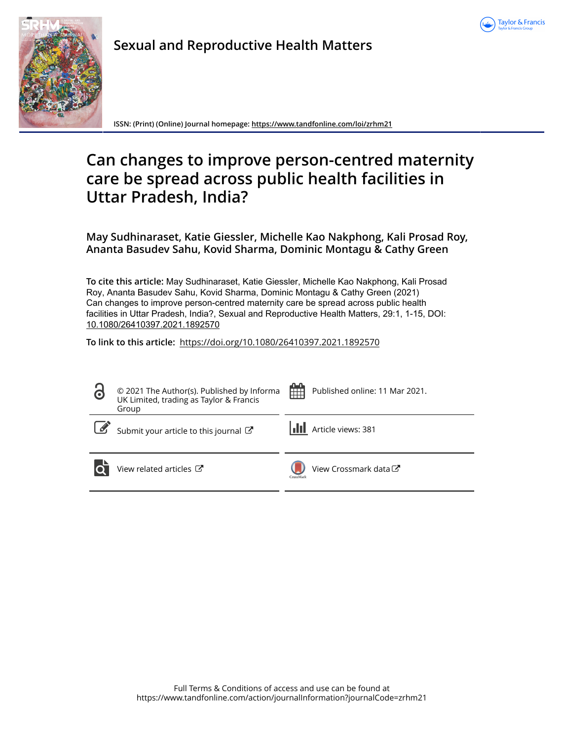Sexual and Reproductive Health Matters

ISSN: (Print) (Online) Journal homepage: https://www.tandfonline.com/loi/zrhm21

# Can changes to improve person-centred maternity care be spread across public health facilities in Uttar Pradesh, India?

**May Sudhinaraset, Katie Giessler, Michelle Kao Nakphong, Kali Prosad Roy, Ananta Basudev Sahu, Kovid Sharma, Dominic Montagu & Cathy Green**

**To cite this article:** May Sudhinaraset, Katie Giessler, Michelle Kao Nakphong, Kali Prosad Roy, Ananta Basudev Sahu, Kovid Sharma, Dominic Montagu & Cathy Green (2021) Can changes to improve person-centred maternity care be spread across public health facilities in Uttar Pradesh, India?, Sexual and Reproductive Health Matters, 29:1, 1-15, DOI: 10.1080/26410397.2021.1892570

**To link to this article:** https://doi.org/10.1080/26410397.2021.1892570

© 2021 The Author(s). Published by Informa UK Limited, trading as Taylor & Francis Group

Published online: 11 Mar 2021.

Submit your article to this journal

Article views: 381

View related articles

View Crossmark data

Full Terms & Conditions of access and use can be found at https://www.tandfonline.com/action/journalInformation?journalCode=zrhm21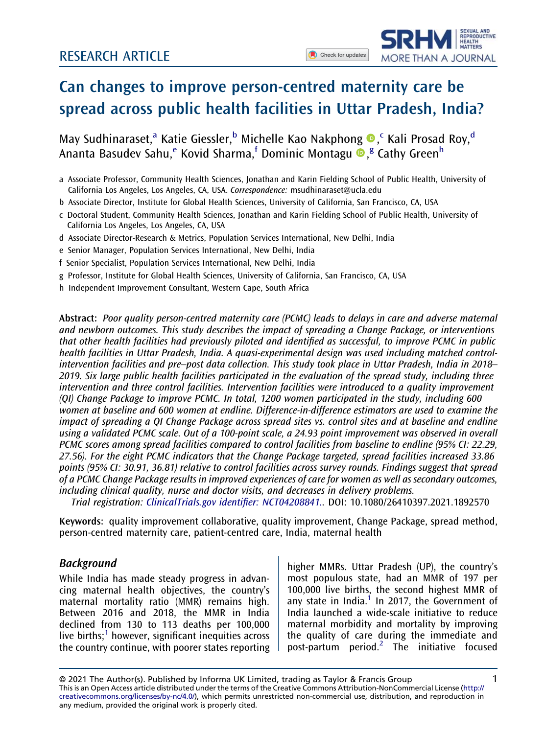RESEARCH ARTICLE

# Can changes to improve person-centred maternity care be spread across public health facilities in Uttar Pradesh, India?

May Sudhinaraset,[a] Katie Giessler,[b] Michelle Kao Nakphong,[c] Kali Prosad Roy,[d] Ananta Basudev Sahu,[e] Kovid Sharma,[f] Dominic Montagu,[g] Cathy Green[h]

a Associate Professor, Community Health Sciences, Jonathan and Karin Fielding School of Public Health, University of California Los Angeles, Los Angeles, CA, USA. *Correspondence:* msudhinaraset@ucla.edu

b Associate Director, Institute for Global Health Sciences, University of California, San Francisco, CA, USA

c Doctoral Student, Community Health Sciences, Jonathan and Karin Fielding School of Public Health, University of California Los Angeles, Los Angeles, CA, USA

d Associate Director-Research & Metrics, Population Services International, New Delhi, India

e Senior Manager, Population Services International, New Delhi, India

f Senior Specialist, Population Services International, New Delhi, India

g Professor, Institute for Global Health Sciences, University of California, San Francisco, CA, USA

h Independent Improvement Consultant, Western Cape, South Africa

**Abstract:** *Poor quality person-centred maternity care (PCMC) leads to delays in care and adverse maternal and newborn outcomes. This study describes the impact of spreading a Change Package, or interventions that other health facilities had previously piloted and identified as successful, to improve PCMC in public health facilities in Uttar Pradesh, India. A quasi-experimental design was used including matched control-intervention facilities and pre–post data collection. This study took place in Uttar Pradesh, India in 2018–2019. Six large public health facilities participated in the evaluation of the spread study, including three intervention and three control facilities. Intervention facilities were introduced to a quality improvement (QI) Change Package to improve PCMC. In total, 1200 women participated in the study, including 600 women at baseline and 600 women at endline. Difference-in-difference estimators are used to examine the impact of spreading a QI Change Package across spread sites vs. control sites and at baseline and endline using a validated PCMC scale. Out of a 100-point scale, a 24.93 point improvement was observed in overall PCMC scores among spread facilities compared to control facilities from baseline to endline (95% CI: 22.29, 27.56). For the eight PCMC indicators that the Change Package targeted, spread facilities increased 33.86 points (95% CI: 30.91, 36.81) relative to control facilities across survey rounds. Findings suggest that spread of a PCMC Change Package results in improved experiences of care for women as well as secondary outcomes, including clinical quality, nurse and doctor visits, and decreases in delivery problems.*

*Trial registration:* ClinicalTrials.gov identifier: NCT04208841.. DOI: 10.1080/26410397.2021.1892570

**Keywords:** quality improvement collaborative, quality improvement, Change Package, spread method, person-centred maternity care, patient-centred care, India, maternal health

## Background

While India has made steady progress in advancing maternal health objectives, the country's maternal mortality ratio (MMR) remains high. Between 2016 and 2018, the MMR in India declined from 130 to 113 deaths per 100,000 live births;[1] however, significant inequities across the country continue, with poorer states reporting higher MMRs. Uttar Pradesh (UP), the country's most populous state, had an MMR of 197 per 100,000 live births, the second highest MMR of any state in India.[1] In 2017, the Government of India launched a wide-scale initiative to reduce maternal morbidity and mortality by improving the quality of care during the immediate and post-partum period.[2] The initiative focused

© 2021 The Author(s). Published by Informa UK Limited, trading as Taylor & Francis Group
This is an Open Access article distributed under the terms of the Creative Commons Attribution-NonCommercial License (http://creativecommons.org/licenses/by-nc/4.0/), which permits unrestricted non-commercial use, distribution, and reproduction in any medium, provided the original work is properly cited.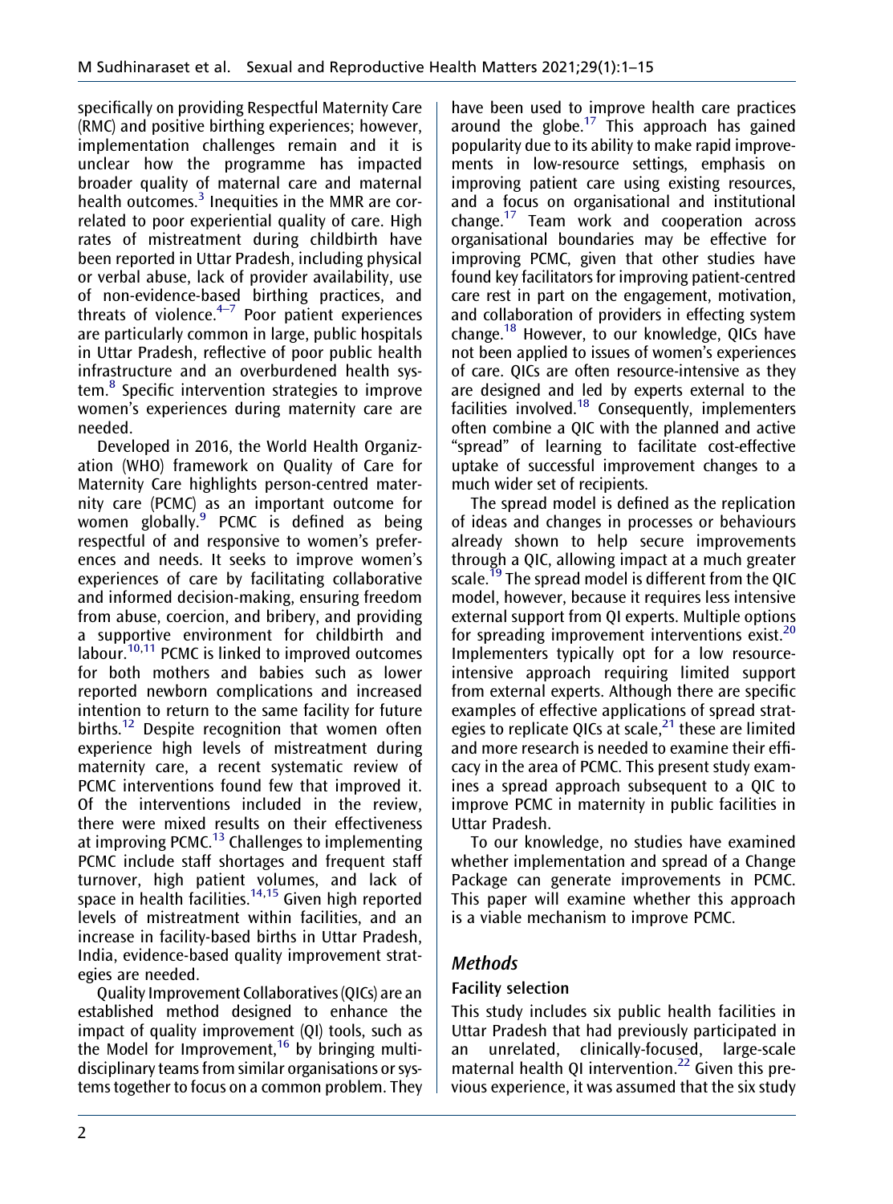specifically on providing Respectful Maternity Care (RMC) and positive birthing experiences; however, implementation challenges remain and it is unclear how the programme has impacted broader quality of maternal care and maternal health outcomes.[3] Inequities in the MMR are correlated to poor experiential quality of care. High rates of mistreatment during childbirth have been reported in Uttar Pradesh, including physical or verbal abuse, lack of provider availability, use of non-evidence-based birthing practices, and threats of violence.[4–7] Poor patient experiences are particularly common in large, public hospitals in Uttar Pradesh, reflective of poor public health infrastructure and an overburdened health system.[8] Specific intervention strategies to improve women's experiences during maternity care are needed.

Developed in 2016, the World Health Organization (WHO) framework on Quality of Care for Maternity Care highlights person-centred maternity care (PCMC) as an important outcome for women globally.[9] PCMC is defined as being respectful of and responsive to women's preferences and needs. It seeks to improve women's experiences of care by facilitating collaborative and informed decision-making, ensuring freedom from abuse, coercion, and bribery, and providing a supportive environment for childbirth and labour.[10,11] PCMC is linked to improved outcomes for both mothers and babies such as lower reported newborn complications and increased intention to return to the same facility for future births.[12] Despite recognition that women often experience high levels of mistreatment during maternity care, a recent systematic review of PCMC interventions found few that improved it. Of the interventions included in the review, there were mixed results on their effectiveness at improving PCMC.[13] Challenges to implementing PCMC include staff shortages and frequent staff turnover, high patient volumes, and lack of space in health facilities.[14,15] Given high reported levels of mistreatment within facilities, and an increase in facility-based births in Uttar Pradesh, India, evidence-based quality improvement strategies are needed.

Quality Improvement Collaboratives (QICs) are an established method designed to enhance the impact of quality improvement (QI) tools, such as the Model for Improvement,[16] by bringing multidisciplinary teams from similar organisations or systems together to focus on a common problem. They have been used to improve health care practices around the globe.[17] This approach has gained popularity due to its ability to make rapid improvements in low-resource settings, emphasis on improving patient care using existing resources, and a focus on organisational and institutional change.[17] Team work and cooperation across organisational boundaries may be effective for improving PCMC, given that other studies have found key facilitators for improving patient-centred care rest in part on the engagement, motivation, and collaboration of providers in effecting system change.[18] However, to our knowledge, QICs have not been applied to issues of women's experiences of care. QICs are often resource-intensive as they are designed and led by experts external to the facilities involved.[18] Consequently, implementers often combine a QIC with the planned and active "spread" of learning to facilitate cost-effective uptake of successful improvement changes to a much wider set of recipients.

The spread model is defined as the replication of ideas and changes in processes or behaviours already shown to help secure improvements through a QIC, allowing impact at a much greater scale.[19] The spread model is different from the QIC model, however, because it requires less intensive external support from QI experts. Multiple options for spreading improvement interventions exist.[20] Implementers typically opt for a low resource-intensive approach requiring limited support from external experts. Although there are specific examples of effective applications of spread strategies to replicate QICs at scale,[21] these are limited and more research is needed to examine their efficacy in the area of PCMC. This present study examines a spread approach subsequent to a QIC to improve PCMC in maternity in public facilities in Uttar Pradesh.

To our knowledge, no studies have examined whether implementation and spread of a Change Package can generate improvements in PCMC. This paper will examine whether this approach is a viable mechanism to improve PCMC.

## Methods

### Facility selection

This study includes six public health facilities in Uttar Pradesh that had previously participated in an unrelated, clinically-focused, large-scale maternal health QI intervention.[22] Given this previous experience, it was assumed that the six study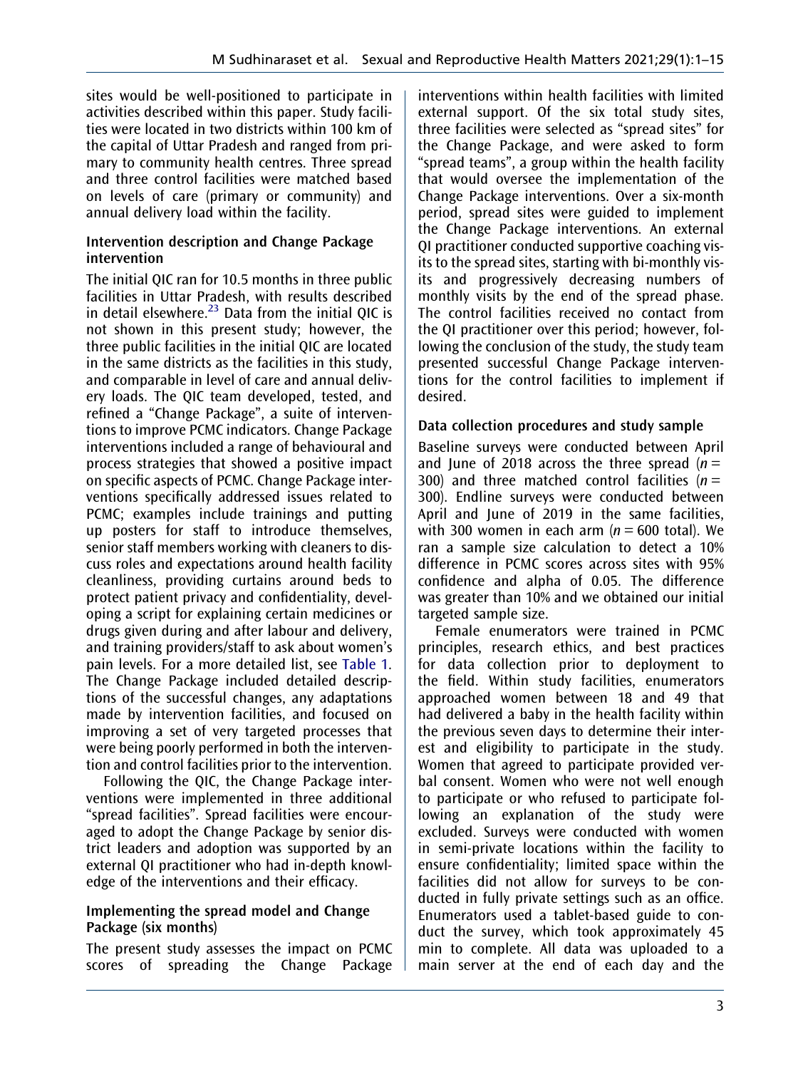sites would be well-positioned to participate in activities described within this paper. Study facilities were located in two districts within 100 km of the capital of Uttar Pradesh and ranged from primary to community health centres. Three spread and three control facilities were matched based on levels of care (primary or community) and annual delivery load within the facility.

### Intervention description and Change Package intervention

The initial QIC ran for 10.5 months in three public facilities in Uttar Pradesh, with results described in detail elsewhere.[23] Data from the initial QIC is not shown in this present study; however, the three public facilities in the initial QIC are located in the same districts as the facilities in this study, and comparable in level of care and annual delivery loads. The QIC team developed, tested, and refined a "Change Package", a suite of interventions to improve PCMC indicators. Change Package interventions included a range of behavioural and process strategies that showed a positive impact on specific aspects of PCMC. Change Package interventions specifically addressed issues related to PCMC; examples include trainings and putting up posters for staff to introduce themselves, senior staff members working with cleaners to discuss roles and expectations around health facility cleanliness, providing curtains around beds to protect patient privacy and confidentiality, developing a script for explaining certain medicines or drugs given during and after labour and delivery, and training providers/staff to ask about women's pain levels. For a more detailed list, see Table 1. The Change Package included detailed descriptions of the successful changes, any adaptations made by intervention facilities, and focused on improving a set of very targeted processes that were being poorly performed in both the intervention and control facilities prior to the intervention.

Following the QIC, the Change Package interventions were implemented in three additional "spread facilities". Spread facilities were encouraged to adopt the Change Package by senior district leaders and adoption was supported by an external QI practitioner who had in-depth knowledge of the interventions and their efficacy.

### Implementing the spread model and Change Package (six months)

The present study assesses the impact on PCMC scores of spreading the Change Package interventions within health facilities with limited external support. Of the six total study sites, three facilities were selected as "spread sites" for the Change Package, and were asked to form "spread teams", a group within the health facility that would oversee the implementation of the Change Package interventions. Over a six-month period, spread sites were guided to implement the Change Package interventions. An external QI practitioner conducted supportive coaching visits to the spread sites, starting with bi-monthly visits and progressively decreasing numbers of monthly visits by the end of the spread phase. The control facilities received no contact from the QI practitioner over this period; however, following the conclusion of the study, the study team presented successful Change Package interventions for the control facilities to implement if desired.

### Data collection procedures and study sample

Baseline surveys were conducted between April and June of 2018 across the three spread ($n$ = 300) and three matched control facilities ($n$ = 300). Endline surveys were conducted between April and June of 2019 in the same facilities, with 300 women in each arm ($n$ = 600 total). We ran a sample size calculation to detect a 10% difference in PCMC scores across sites with 95% confidence and alpha of 0.05. The difference was greater than 10% and we obtained our initial targeted sample size.

Female enumerators were trained in PCMC principles, research ethics, and best practices for data collection prior to deployment to the field. Within study facilities, enumerators approached women between 18 and 49 that had delivered a baby in the health facility within the previous seven days to determine their interest and eligibility to participate in the study. Women that agreed to participate provided verbal consent. Women who were not well enough to participate or who refused to participate following an explanation of the study were excluded. Surveys were conducted with women in semi-private locations within the facility to ensure confidentiality; limited space within the facilities did not allow for surveys to be conducted in fully private settings such as an office. Enumerators used a tablet-based guide to conduct the survey, which took approximately 45 min to complete. All data was uploaded to a main server at the end of each day and the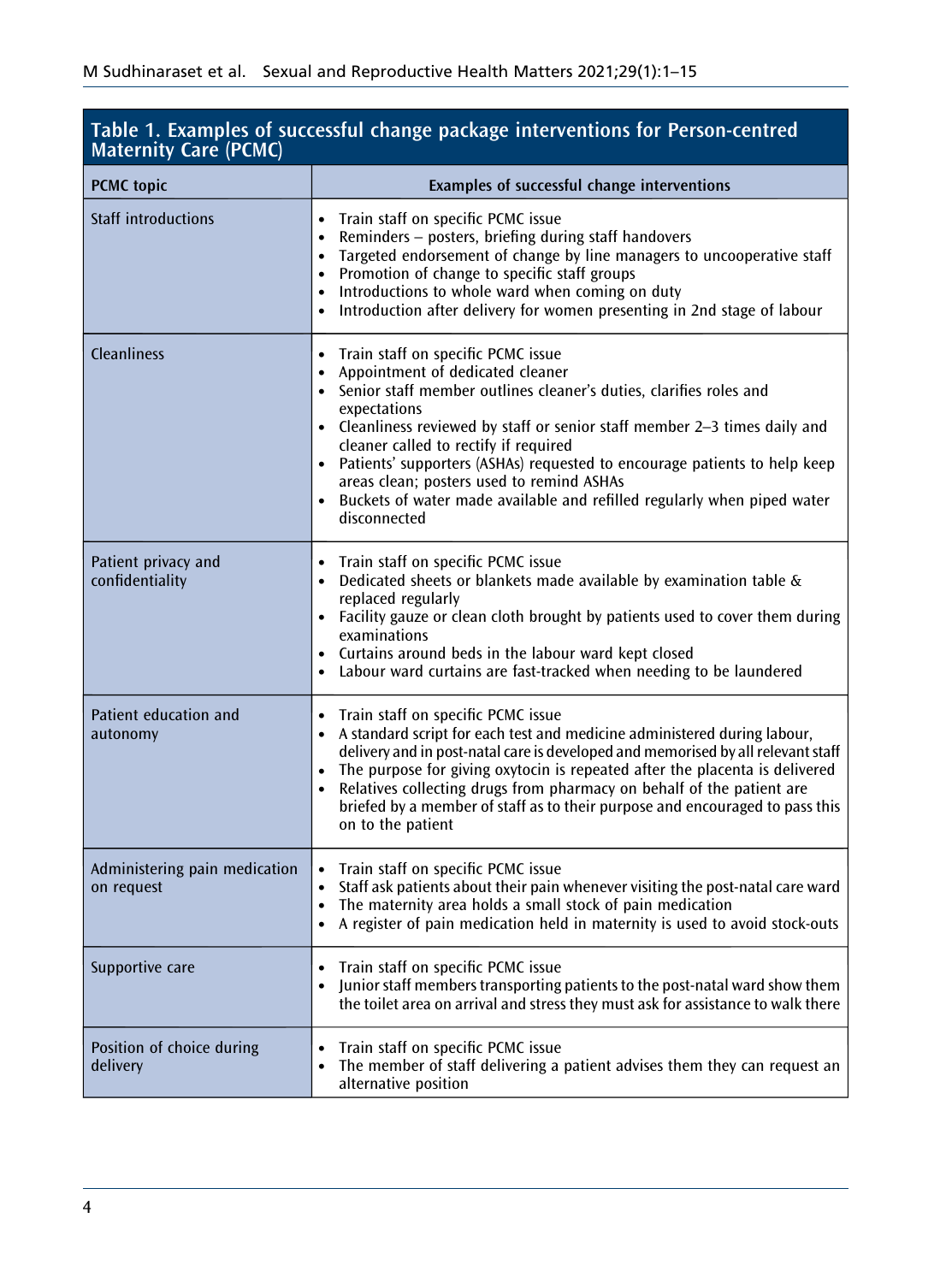**Table 1. Examples of successful change package interventions for Person-centred Maternity Care (PCMC)**

| PCMC topic | Examples of successful change interventions |
| --- | --- |
| Staff introductions | • Train staff on specific PCMC issue<br>• Reminders – posters, briefing during staff handovers<br>• Targeted endorsement of change by line managers to uncooperative staff<br>• Promotion of change to specific staff groups<br>• Introductions to whole ward when coming on duty<br>• Introduction after delivery for women presenting in 2nd stage of labour |
| Cleanliness | • Train staff on specific PCMC issue<br>• Appointment of dedicated cleaner<br>• Senior staff member outlines cleaner's duties, clarifies roles and expectations<br>• Cleanliness reviewed by staff or senior staff member 2–3 times daily and cleaner called to rectify if required<br>• Patients' supporters (ASHAs) requested to encourage patients to help keep areas clean; posters used to remind ASHAs<br>• Buckets of water made available and refilled regularly when piped water disconnected |
| Patient privacy and confidentiality | • Train staff on specific PCMC issue<br>• Dedicated sheets or blankets made available by examination table & replaced regularly<br>• Facility gauze or clean cloth brought by patients used to cover them during examinations<br>• Curtains around beds in the labour ward kept closed<br>• Labour ward curtains are fast-tracked when needing to be laundered |
| Patient education and autonomy | • Train staff on specific PCMC issue<br>• A standard script for each test and medicine administered during labour, delivery and in post-natal care is developed and memorised by all relevant staff<br>• The purpose for giving oxytocin is repeated after the placenta is delivered<br>• Relatives collecting drugs from pharmacy on behalf of the patient are briefed by a member of staff as to their purpose and encouraged to pass this on to the patient |
| Administering pain medication on request | • Train staff on specific PCMC issue<br>• Staff ask patients about their pain whenever visiting the post-natal care ward<br>• The maternity area holds a small stock of pain medication<br>• A register of pain medication held in maternity is used to avoid stock-outs |
| Supportive care | • Train staff on specific PCMC issue<br>• Junior staff members transporting patients to the post-natal ward show them the toilet area on arrival and stress they must ask for assistance to walk there |
| Position of choice during delivery | • Train staff on specific PCMC issue<br>• The member of staff delivering a patient advises them they can request an alternative position |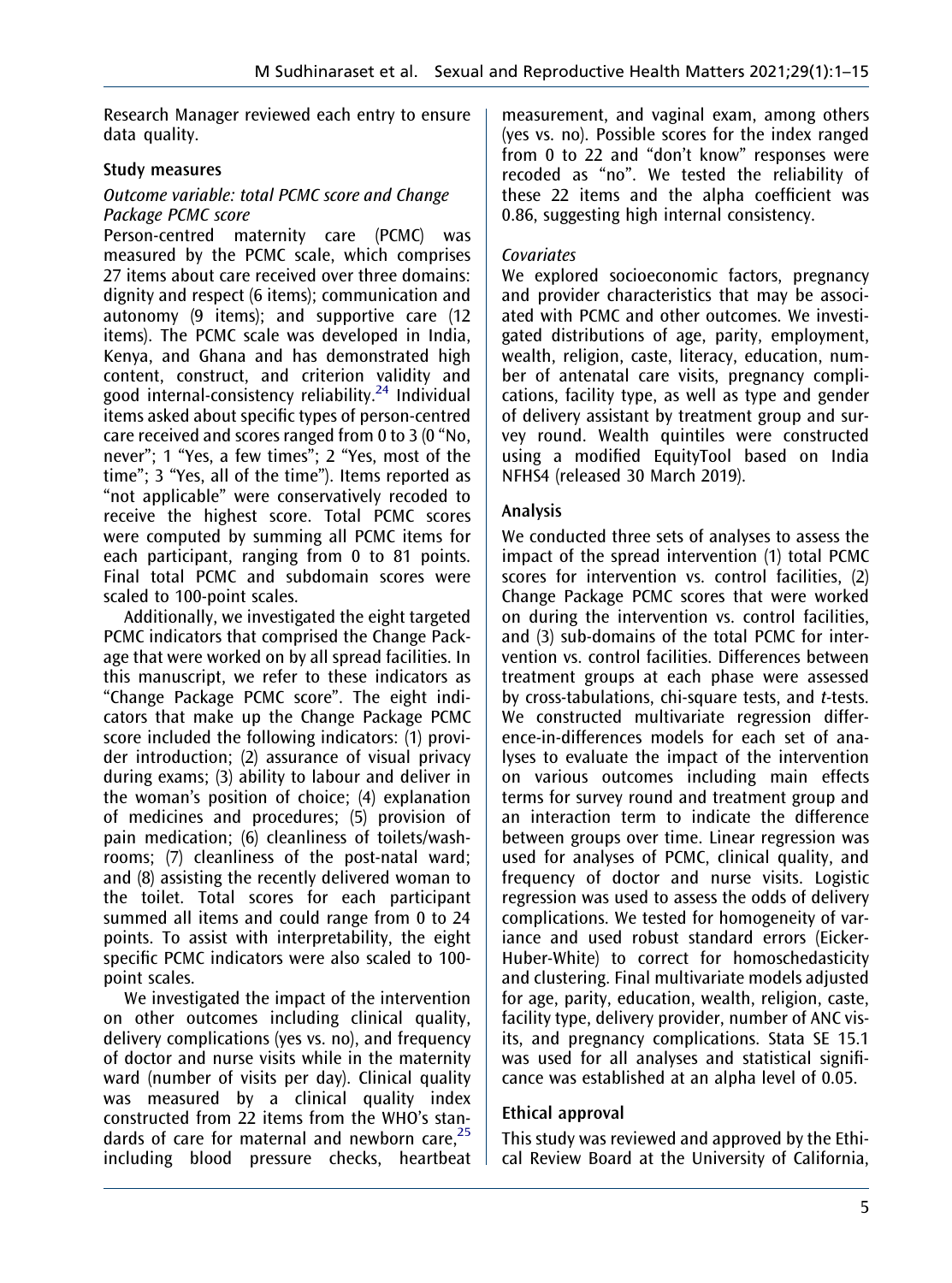Research Manager reviewed each entry to ensure data quality.

### Study measures

#### *Outcome variable: total PCMC score and Change Package PCMC score*

Person-centred maternity care (PCMC) was measured by the PCMC scale, which comprises 27 items about care received over three domains: dignity and respect (6 items); communication and autonomy (9 items); and supportive care (12 items). The PCMC scale was developed in India, Kenya, and Ghana and has demonstrated high content, construct, and criterion validity and good internal-consistency reliability.[24] Individual items asked about specific types of person-centred care received and scores ranged from 0 to 3 (0 "No, never"; 1 "Yes, a few times"; 2 "Yes, most of the time"; 3 "Yes, all of the time"). Items reported as "not applicable" were conservatively recoded to receive the highest score. Total PCMC scores were computed by summing all PCMC items for each participant, ranging from 0 to 81 points. Final total PCMC and subdomain scores were scaled to 100-point scales.

Additionally, we investigated the eight targeted PCMC indicators that comprised the Change Package that were worked on by all spread facilities. In this manuscript, we refer to these indicators as "Change Package PCMC score". The eight indicators that make up the Change Package PCMC score included the following indicators: (1) provider introduction; (2) assurance of visual privacy during exams; (3) ability to labour and deliver in the woman's position of choice; (4) explanation of medicines and procedures; (5) provision of pain medication; (6) cleanliness of toilets/washrooms; (7) cleanliness of the post-natal ward; and (8) assisting the recently delivered woman to the toilet. Total scores for each participant summed all items and could range from 0 to 24 points. To assist with interpretability, the eight specific PCMC indicators were also scaled to 100-point scales.

We investigated the impact of the intervention on other outcomes including clinical quality, delivery complications (yes vs. no), and frequency of doctor and nurse visits while in the maternity ward (number of visits per day). Clinical quality was measured by a clinical quality index constructed from 22 items from the WHO's standards of care for maternal and newborn care,[25] including blood pressure checks, heartbeat measurement, and vaginal exam, among others (yes vs. no). Possible scores for the index ranged from 0 to 22 and "don't know" responses were recoded as "no". We tested the reliability of these 22 items and the alpha coefficient was 0.86, suggesting high internal consistency.

#### *Covariates*

We explored socioeconomic factors, pregnancy and provider characteristics that may be associated with PCMC and other outcomes. We investigated distributions of age, parity, employment, wealth, religion, caste, literacy, education, number of antenatal care visits, pregnancy complications, facility type, as well as type and gender of delivery assistant by treatment group and survey round. Wealth quintiles were constructed using a modified EquityTool based on India NFHS4 (released 30 March 2019).

### Analysis

We conducted three sets of analyses to assess the impact of the spread intervention (1) total PCMC scores for intervention vs. control facilities, (2) Change Package PCMC scores that were worked on during the intervention vs. control facilities, and (3) sub-domains of the total PCMC for intervention vs. control facilities. Differences between treatment groups at each phase were assessed by cross-tabulations, chi-square tests, and *t*-tests. We constructed multivariate regression difference-in-differences models for each set of analyses to evaluate the impact of the intervention on various outcomes including main effects terms for survey round and treatment group and an interaction term to indicate the difference between groups over time. Linear regression was used for analyses of PCMC, clinical quality, and frequency of doctor and nurse visits. Logistic regression was used to assess the odds of delivery complications. We tested for homogeneity of variance and used robust standard errors (Eicker-Huber-White) to correct for homoschedasticity and clustering. Final multivariate models adjusted for age, parity, education, wealth, religion, caste, facility type, delivery provider, number of ANC visits, and pregnancy complications. Stata SE 15.1 was used for all analyses and statistical significance was established at an alpha level of 0.05.

### Ethical approval

This study was reviewed and approved by the Ethical Review Board at the University of California,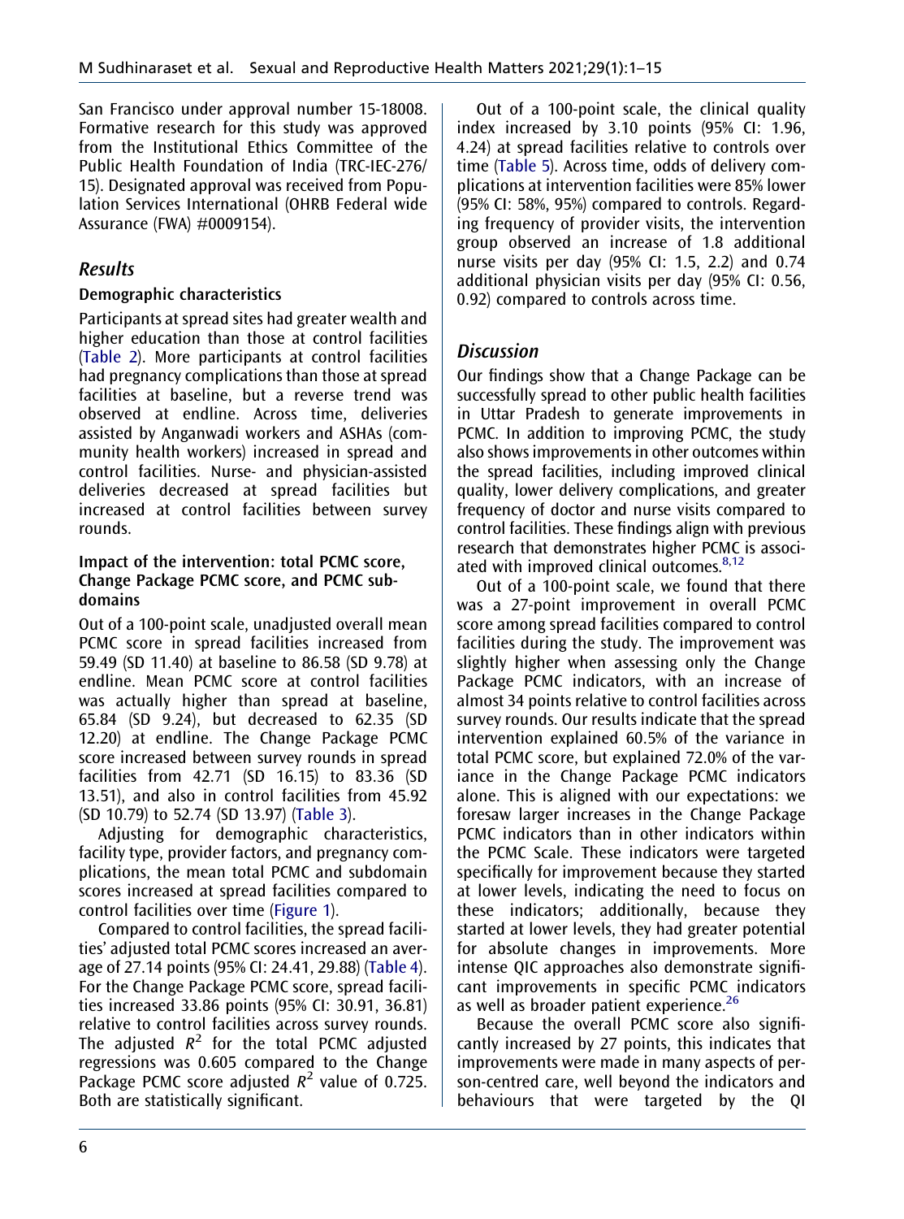San Francisco under approval number 15-18008. Formative research for this study was approved from the Institutional Ethics Committee of the Public Health Foundation of India (TRC-IEC-276/15). Designated approval was received from Population Services International (OHRB Federal wide Assurance (FWA) #0009154).

## Results

### Demographic characteristics

Participants at spread sites had greater wealth and higher education than those at control facilities (Table 2). More participants at control facilities had pregnancy complications than those at spread facilities at baseline, but a reverse trend was observed at endline. Across time, deliveries assisted by Anganwadi workers and ASHAs (community health workers) increased in spread and control facilities. Nurse- and physician-assisted deliveries decreased at spread facilities but increased at control facilities between survey rounds.

### Impact of the intervention: total PCMC score, Change Package PCMC score, and PCMC subdomains

Out of a 100-point scale, unadjusted overall mean PCMC score in spread facilities increased from 59.49 (SD 11.40) at baseline to 86.58 (SD 9.78) at endline. Mean PCMC score at control facilities was actually higher than spread at baseline, 65.84 (SD 9.24), but decreased to 62.35 (SD 12.20) at endline. The Change Package PCMC score increased between survey rounds in spread facilities from 42.71 (SD 16.15) to 83.36 (SD 13.51), and also in control facilities from 45.92 (SD 10.79) to 52.74 (SD 13.97) (Table 3).

Adjusting for demographic characteristics, facility type, provider factors, and pregnancy complications, the mean total PCMC and subdomain scores increased at spread facilities compared to control facilities over time (Figure 1).

Compared to control facilities, the spread facilities' adjusted total PCMC scores increased an average of 27.14 points (95% CI: 24.41, 29.88) (Table 4). For the Change Package PCMC score, spread facilities increased 33.86 points (95% CI: 30.91, 36.81) relative to control facilities across survey rounds. The adjusted $R^2$ for the total PCMC adjusted regressions was 0.605 compared to the Change Package PCMC score adjusted $R^2$ value of 0.725. Both are statistically significant.

Out of a 100-point scale, the clinical quality index increased by 3.10 points (95% CI: 1.96, 4.24) at spread facilities relative to controls over time (Table 5). Across time, odds of delivery complications at intervention facilities were 85% lower (95% CI: 58%, 95%) compared to controls. Regarding frequency of provider visits, the intervention group observed an increase of 1.8 additional nurse visits per day (95% CI: 1.5, 2.2) and 0.74 additional physician visits per day (95% CI: 0.56, 0.92) compared to controls across time.

## Discussion

Our findings show that a Change Package can be successfully spread to other public health facilities in Uttar Pradesh to generate improvements in PCMC. In addition to improving PCMC, the study also shows improvements in other outcomes within the spread facilities, including improved clinical quality, lower delivery complications, and greater frequency of doctor and nurse visits compared to control facilities. These findings align with previous research that demonstrates higher PCMC is associated with improved clinical outcomes.[8,12]

Out of a 100-point scale, we found that there was a 27-point improvement in overall PCMC score among spread facilities compared to control facilities during the study. The improvement was slightly higher when assessing only the Change Package PCMC indicators, with an increase of almost 34 points relative to control facilities across survey rounds. Our results indicate that the spread intervention explained 60.5% of the variance in total PCMC score, but explained 72.0% of the variance in the Change Package PCMC indicators alone. This is aligned with our expectations: we foresaw larger increases in the Change Package PCMC indicators than in other indicators within the PCMC Scale. These indicators were targeted specifically for improvement because they started at lower levels, indicating the need to focus on these indicators; additionally, because they started at lower levels, they had greater potential for absolute changes in improvements. More intense QIC approaches also demonstrate significant improvements in specific PCMC indicators as well as broader patient experience.[26]

Because the overall PCMC score also significantly increased by 27 points, this indicates that improvements were made in many aspects of person-centred care, well beyond the indicators and behaviours that were targeted by the QI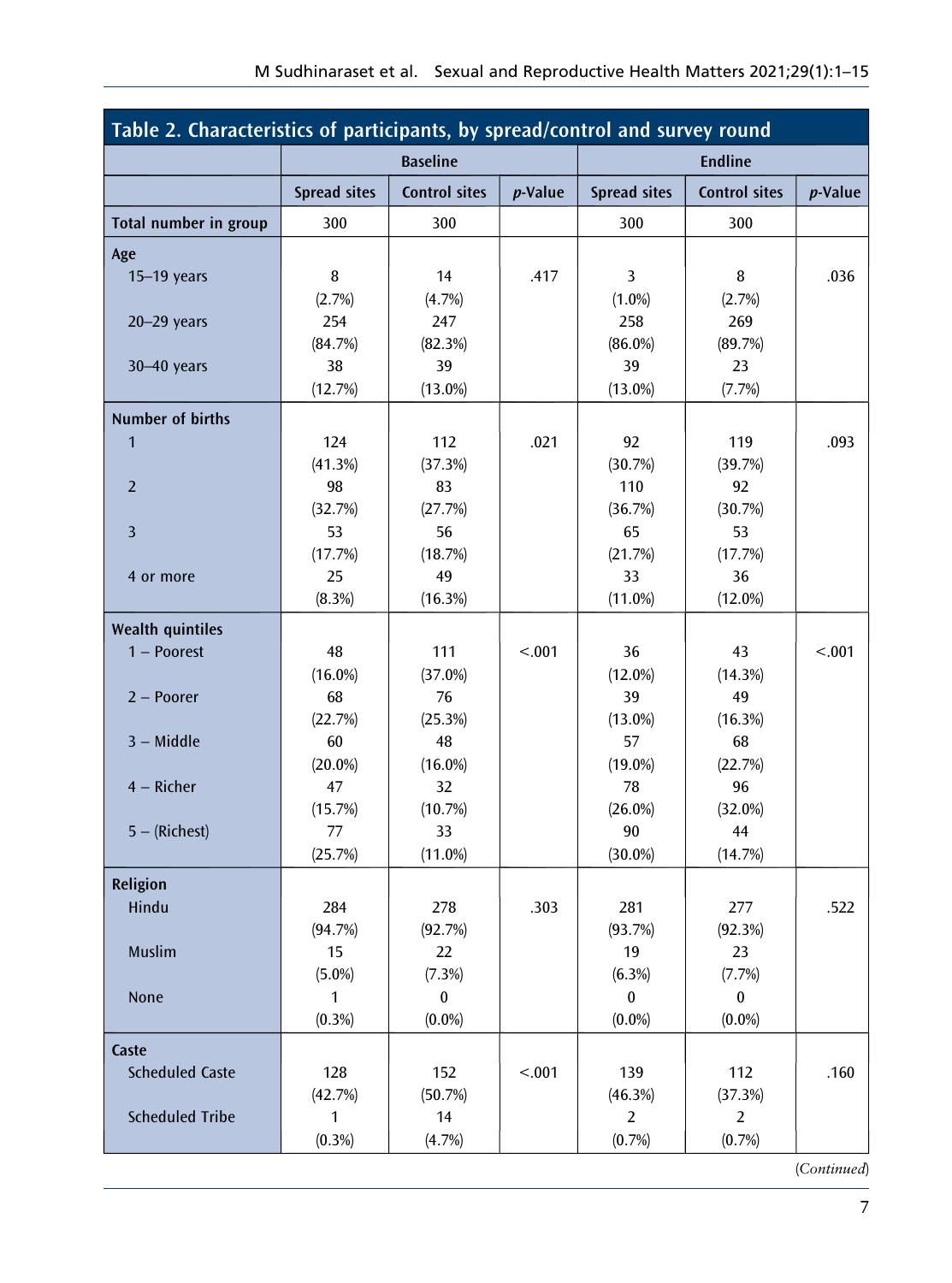**Table 2. Characteristics of participants, by spread/control and survey round**

| | Baseline | | | Endline | | |
|---|---|---|---|---|---|---|
| | Spread sites | Control sites | *p*-Value | Spread sites | Control sites | *p*-Value |
| **Total number in group** | 300 | 300 | | 300 | 300 | |
| **Age** | | | | | | |
| 15–19 years | 8 (2.7%) | 14 (4.7%) | .417 | 3 (1.0%) | 8 (2.7%) | .036 |
| 20–29 years | 254 (84.7%) | 247 (82.3%) | | 258 (86.0%) | 269 (89.7%) | |
| 30–40 years | 38 (12.7%) | 39 (13.0%) | | 39 (13.0%) | 23 (7.7%) | |
| **Number of births** | | | | | | |
| 1 | 124 (41.3%) | 112 (37.3%) | .021 | 92 (30.7%) | 119 (39.7%) | .093 |
| 2 | 98 (32.7%) | 83 (27.7%) | | 110 (36.7%) | 92 (30.7%) | |
| 3 | 53 (17.7%) | 56 (18.7%) | | 65 (21.7%) | 53 (17.7%) | |
| 4 or more | 25 (8.3%) | 49 (16.3%) | | 33 (11.0%) | 36 (12.0%) | |
| **Wealth quintiles** | | | | | | |
| 1 – Poorest | 48 (16.0%) | 111 (37.0%) | <.001 | 36 (12.0%) | 43 (14.3%) | <.001 |
| 2 – Poorer | 68 (22.7%) | 76 (25.3%) | | 39 (13.0%) | 49 (16.3%) | |
| 3 – Middle | 60 (20.0%) | 48 (16.0%) | | 57 (19.0%) | 68 (22.7%) | |
| 4 – Richer | 47 (15.7%) | 32 (10.7%) | | 78 (26.0%) | 96 (32.0%) | |
| 5 – (Richest) | 77 (25.7%) | 33 (11.0%) | | 90 (30.0%) | 44 (14.7%) | |
| **Religion** | | | | | | |
| Hindu | 284 (94.7%) | 278 (92.7%) | .303 | 281 (93.7%) | 277 (92.3%) | .522 |
| Muslim | 15 (5.0%) | 22 (7.3%) | | 19 (6.3%) | 23 (7.7%) | |
| None | 1 (0.3%) | 0 (0.0%) | | 0 (0.0%) | 0 (0.0%) | |
| **Caste** | | | | | | |
| Scheduled Caste | 128 (42.7%) | 152 (50.7%) | <.001 | 139 (46.3%) | 112 (37.3%) | .160 |
| Scheduled Tribe | 1 (0.3%) | 14 (4.7%) | | 2 (0.7%) | 2 (0.7%) | |

(*Continued*)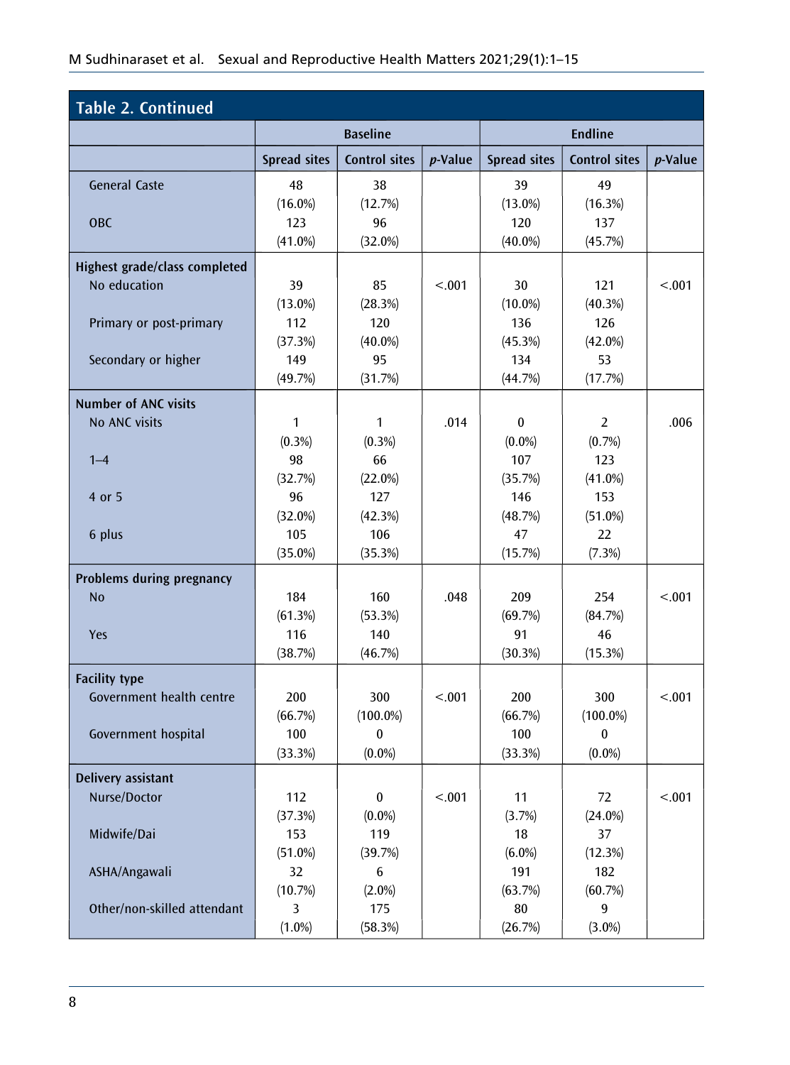**Table 2. Continued**

| | Baseline | | | Endline | | |
|---|---|---|---|---|---|---|
| | Spread sites | Control sites | *p*-Value | Spread sites | Control sites | *p*-Value |
| General Caste | 48 (16.0%) | 38 (12.7%) | | 39 (13.0%) | 49 (16.3%) | |
| OBC | 123 (41.0%) | 96 (32.0%) | | 120 (40.0%) | 137 (45.7%) | |
| **Highest grade/class completed** | | | | | | |
| No education | 39 (13.0%) | 85 (28.3%) | <.001 | 30 (10.0%) | 121 (40.3%) | <.001 |
| Primary or post-primary | 112 (37.3%) | 120 (40.0%) | | 136 (45.3%) | 126 (42.0%) | |
| Secondary or higher | 149 (49.7%) | 95 (31.7%) | | 134 (44.7%) | 53 (17.7%) | |
| **Number of ANC visits** | | | | | | |
| No ANC visits | 1 (0.3%) | 1 (0.3%) | .014 | 0 (0.0%) | 2 (0.7%) | .006 |
| 1–4 | 98 (32.7%) | 66 (22.0%) | | 107 (35.7%) | 123 (41.0%) | |
| 4 or 5 | 96 (32.0%) | 127 (42.3%) | | 146 (48.7%) | 153 (51.0%) | |
| 6 plus | 105 (35.0%) | 106 (35.3%) | | 47 (15.7%) | 22 (7.3%) | |
| **Problems during pregnancy** | | | | | | |
| No | 184 (61.3%) | 160 (53.3%) | .048 | 209 (69.7%) | 254 (84.7%) | <.001 |
| Yes | 116 (38.7%) | 140 (46.7%) | | 91 (30.3%) | 46 (15.3%) | |
| **Facility type** | | | | | | |
| Government health centre | 200 (66.7%) | 300 (100.0%) | <.001 | 200 (66.7%) | 300 (100.0%) | <.001 |
| Government hospital | 100 (33.3%) | 0 (0.0%) | | 100 (33.3%) | 0 (0.0%) | |
| **Delivery assistant** | | | | | | |
| Nurse/Doctor | 112 (37.3%) | 0 (0.0%) | <.001 | 11 (3.7%) | 72 (24.0%) | <.001 |
| Midwife/Dai | 153 (51.0%) | 119 (39.7%) | | 18 (6.0%) | 37 (12.3%) | |
| ASHA/Angawali | 32 (10.7%) | 6 (2.0%) | | 191 (63.7%) | 182 (60.7%) | |
| Other/non-skilled attendant | 3 (1.0%) | 175 (58.3%) | | 80 (26.7%) | 9 (3.0%) | |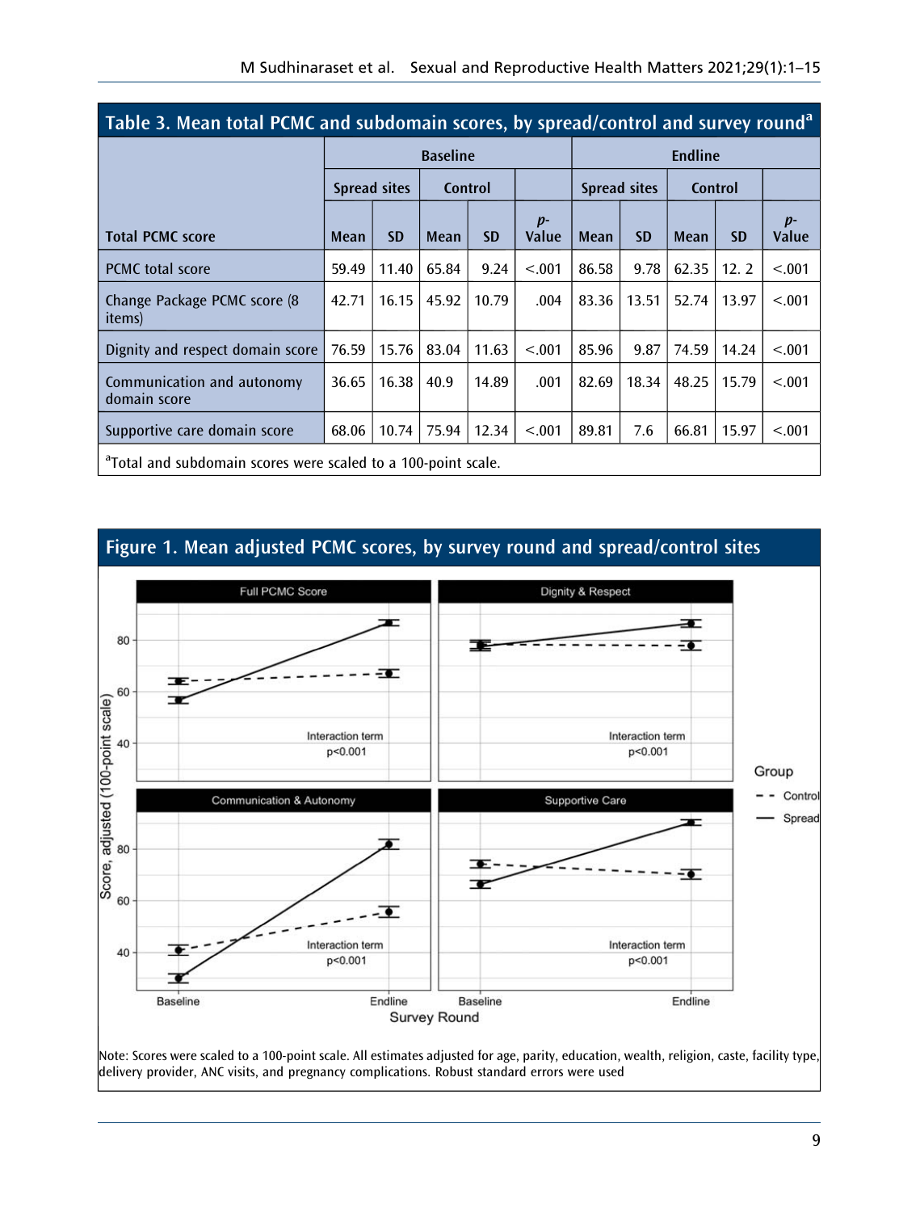## Table 3. Mean total PCMC and subdomain scores, by spread/control and survey round[a]

| Total PCMC score | Baseline | | | | | Endline | | | | |
|---|---|---|---|---|---|---|---|---|---|---|
| | Spread sites | | Control | | | Spread sites | | Control | | |
| | Mean | SD | Mean | SD | *p*-Value | Mean | SD | Mean | SD | *p*-Value |
| PCMC total score | 59.49 | 11.40 | 65.84 | 9.24 | <.001 | 86.58 | 9.78 | 62.35 | 12. 2 | <.001 |
| Change Package PCMC score (8 items) | 42.71 | 16.15 | 45.92 | 10.79 | .004 | 83.36 | 13.51 | 52.74 | 13.97 | <.001 |
| Dignity and respect domain score | 76.59 | 15.76 | 83.04 | 11.63 | <.001 | 85.96 | 9.87 | 74.59 | 14.24 | <.001 |
| Communication and autonomy domain score | 36.65 | 16.38 | 40.9 | 14.89 | .001 | 82.69 | 18.34 | 48.25 | 15.79 | <.001 |
| Supportive care domain score | 68.06 | 10.74 | 75.94 | 12.34 | <.001 | 89.81 | 7.6 | 66.81 | 15.97 | <.001 |

[a]Total and subdomain scores were scaled to a 100-point scale.

## Figure 1. Mean adjusted PCMC scores, by survey round and spread/control sites

Note: Scores were scaled to a 100-point scale. All estimates adjusted for age, parity, education, wealth, religion, caste, facility type, delivery provider, ANC visits, and pregnancy complications. Robust standard errors were used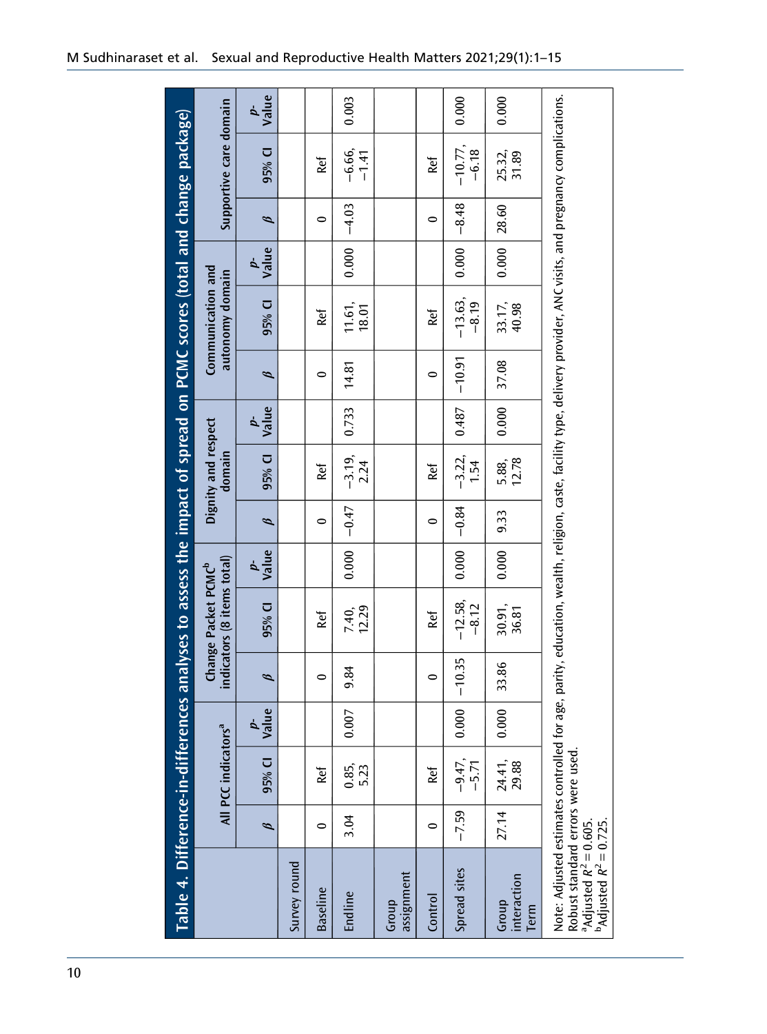**Table 4. Difference-in-differences analyses to assess the impact of spread on PCMC scores (total and change package)**

| | All PCC indicators[a] | | | Change Packet PCMC[b] indicators (8 items total) | | | Dignity and respect domain | | | Communication and autonomy domain | | | Supportive care domain | | |
|---|---|---|---|---|---|---|---|---|---|---|---|---|---|---|---|
| | β | 95% CI | p-Value | β | 95% CI | p-Value | β | 95% CI | p-Value | β | 95% CI | p-Value | β | 95% CI | p-Value |
| Survey round | | | | | | | | | | | | | | | |
| Baseline | 0 | Ref | | 0 | Ref | | 0 | Ref | | 0 | Ref | | 0 | Ref | |
| Endline | 3.04 | 0.85, 5.23 | 0.007 | 9.84 | 7.40, 12.29 | 0.000 | −0.47 | −3.19, 2.24 | 0.733 | 14.81 | 11.61, 18.01 | 0.000 | −4.03 | −6.66, −1.41 | 0.003 |
| Group assignment | | | | | | | | | | | | | | | |
| Control | 0 | Ref | | 0 | Ref | | 0 | Ref | | 0 | Ref | | 0 | Ref | |
| Spread sites | −7.59 | −9.47, −5.71 | 0.000 | −10.35 | −12.58, −8.12 | 0.000 | −0.84 | −3.22, 1.54 | 0.487 | −10.91 | −13.63, −8.19 | 0.000 | −8.48 | −10.77, −6.18 | 0.000 |
| Group interaction Term | 27.14 | 24.41, 29.88 | 0.000 | 33.86 | 30.91, 36.81 | 0.000 | 9.33 | 5.88, 12.78 | 0.000 | 37.08 | 33.17, 40.98 | 0.000 | 28.60 | 25.32, 31.89 | 0.000 |

Note: Adjusted estimates controlled for age, parity, education, wealth, religion, caste, facility type, delivery provider, ANC visits, and pregnancy complications. Robust standard errors were used.

[a]Adjusted $R^2 = 0.605$.

[b]Adjusted $R^2 = 0.725$.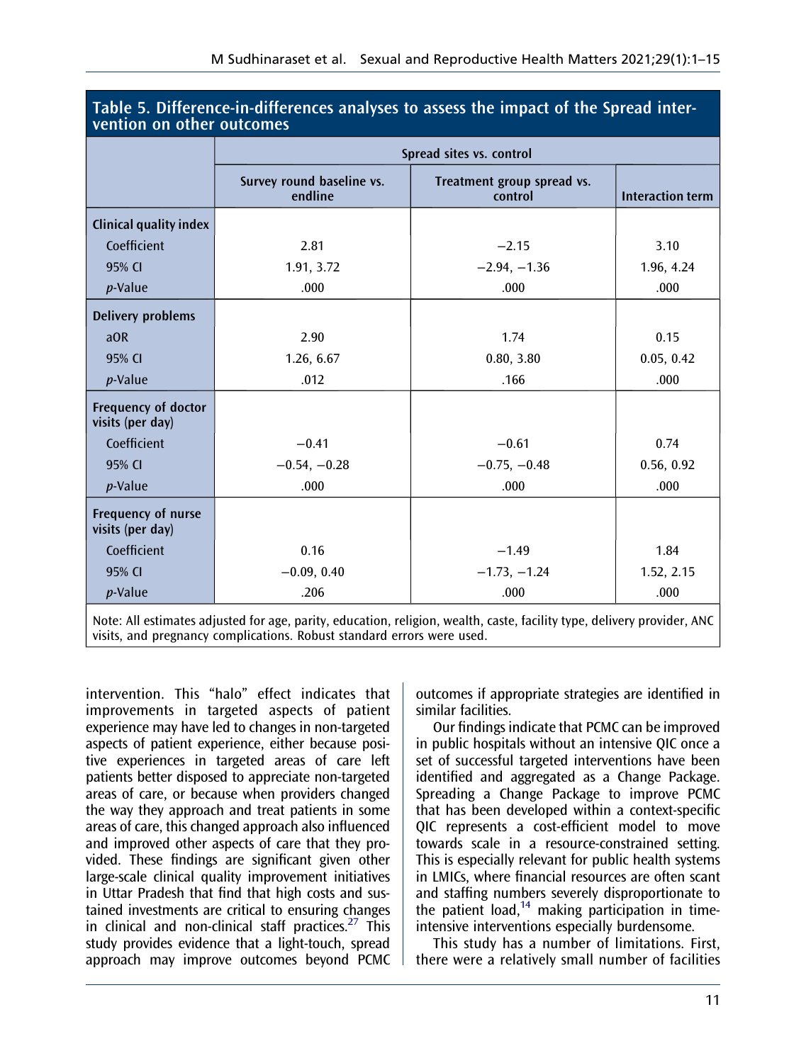**Table 5. Difference-in-differences analyses to assess the impact of the Spread intervention on other outcomes**

| | Spread sites vs. control | | |
|---|---|---|---|
| | Survey round baseline vs. endline | Treatment group spread vs. control | Interaction term |
| **Clinical quality index** | | | |
| Coefficient | 2.81 | −2.15 | 3.10 |
| 95% CI | 1.91, 3.72 | −2.94, −1.36 | 1.96, 4.24 |
| *p*-Value | .000 | .000 | .000 |
| **Delivery problems** | | | |
| aOR | 2.90 | 1.74 | 0.15 |
| 95% CI | 1.26, 6.67 | 0.80, 3.80 | 0.05, 0.42 |
| *p*-Value | .012 | .166 | .000 |
| **Frequency of doctor visits (per day)** | | | |
| Coefficient | −0.41 | −0.61 | 0.74 |
| 95% CI | −0.54, −0.28 | −0.75, −0.48 | 0.56, 0.92 |
| *p*-Value | .000 | .000 | .000 |
| **Frequency of nurse visits (per day)** | | | |
| Coefficient | 0.16 | −1.49 | 1.84 |
| 95% CI | −0.09, 0.40 | −1.73, −1.24 | 1.52, 2.15 |
| *p*-Value | .206 | .000 | .000 |

Note: All estimates adjusted for age, parity, education, religion, wealth, caste, facility type, delivery provider, ANC visits, and pregnancy complications. Robust standard errors were used.

intervention. This "halo" effect indicates that improvements in targeted aspects of patient experience may have led to changes in non-targeted aspects of patient experience, either because positive experiences in targeted areas of care left patients better disposed to appreciate non-targeted areas of care, or because when providers changed the way they approach and treat patients in some areas of care, this changed approach also influenced and improved other aspects of care that they provided. These findings are significant given other large-scale clinical quality improvement initiatives in Uttar Pradesh that find that high costs and sustained investments are critical to ensuring changes in clinical and non-clinical staff practices.[27] This study provides evidence that a light-touch, spread approach may improve outcomes beyond PCMC outcomes if appropriate strategies are identified in similar facilities.

Our findings indicate that PCMC can be improved in public hospitals without an intensive QIC once a set of successful targeted interventions have been identified and aggregated as a Change Package. Spreading a Change Package to improve PCMC that has been developed within a context-specific QIC represents a cost-efficient model to move towards scale in a resource-constrained setting. This is especially relevant for public health systems in LMICs, where financial resources are often scant and staffing numbers severely disproportionate to the patient load,[14] making participation in time-intensive interventions especially burdensome.

This study has a number of limitations. First, there were a relatively small number of facilities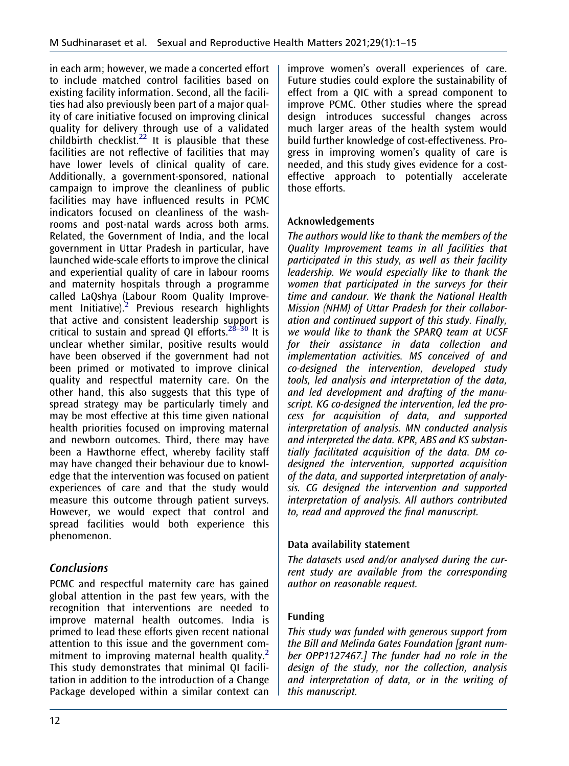in each arm; however, we made a concerted effort to include matched control facilities based on existing facility information. Second, all the facilities had also previously been part of a major quality of care initiative focused on improving clinical quality for delivery through use of a validated childbirth checklist.[22] It is plausible that these facilities are not reflective of facilities that may have lower levels of clinical quality of care. Additionally, a government-sponsored, national campaign to improve the cleanliness of public facilities may have influenced results in PCMC indicators focused on cleanliness of the washrooms and post-natal wards across both arms. Related, the Government of India, and the local government in Uttar Pradesh in particular, have launched wide-scale efforts to improve the clinical and experiential quality of care in labour rooms and maternity hospitals through a programme called LaQshya (Labour Room Quality Improvement Initiative).[2] Previous research highlights that active and consistent leadership support is critical to sustain and spread QI efforts.[28–30] It is unclear whether similar, positive results would have been observed if the government had not been primed or motivated to improve clinical quality and respectful maternity care. On the other hand, this also suggests that this type of spread strategy may be particularly timely and may be most effective at this time given national health priorities focused on improving maternal and newborn outcomes. Third, there may have been a Hawthorne effect, whereby facility staff may have changed their behaviour due to knowledge that the intervention was focused on patient experiences of care and that the study would measure this outcome through patient surveys. However, we would expect that control and spread facilities would both experience this phenomenon.

## Conclusions

PCMC and respectful maternity care has gained global attention in the past few years, with the recognition that interventions are needed to improve maternal health outcomes. India is primed to lead these efforts given recent national attention to this issue and the government commitment to improving maternal health quality.[2] This study demonstrates that minimal QI facilitation in addition to the introduction of a Change Package developed within a similar context can improve women's overall experiences of care. Future studies could explore the sustainability of effect from a QIC with a spread component to improve PCMC. Other studies where the spread design introduces successful changes across much larger areas of the health system would build further knowledge of cost-effectiveness. Progress in improving women's quality of care is needed, and this study gives evidence for a cost-effective approach to potentially accelerate those efforts.

### Acknowledgements

*The authors would like to thank the members of the Quality Improvement teams in all facilities that participated in this study, as well as their facility leadership. We would especially like to thank the women that participated in the surveys for their time and candour. We thank the National Health Mission (NHM) of Uttar Pradesh for their collaboration and continued support of this study. Finally, we would like to thank the SPARQ team at UCSF for their assistance in data collection and implementation activities. MS conceived of and co-designed the intervention, developed study tools, led analysis and interpretation of the data, and led development and drafting of the manuscript. KG co-designed the intervention, led the process for acquisition of data, and supported interpretation of analysis. MN conducted analysis and interpreted the data. KPR, ABS and KS substantially facilitated acquisition of the data. DM co-designed the intervention, supported acquisition of the data, and supported interpretation of analysis. CG designed the intervention and supported interpretation of analysis. All authors contributed to, read and approved the final manuscript.*

### Data availability statement

*The datasets used and/or analysed during the current study are available from the corresponding author on reasonable request.*

### Funding

*This study was funded with generous support from the Bill and Melinda Gates Foundation [grant number OPP1127467.] The funder had no role in the design of the study, nor the collection, analysis and interpretation of data, or in the writing of this manuscript.*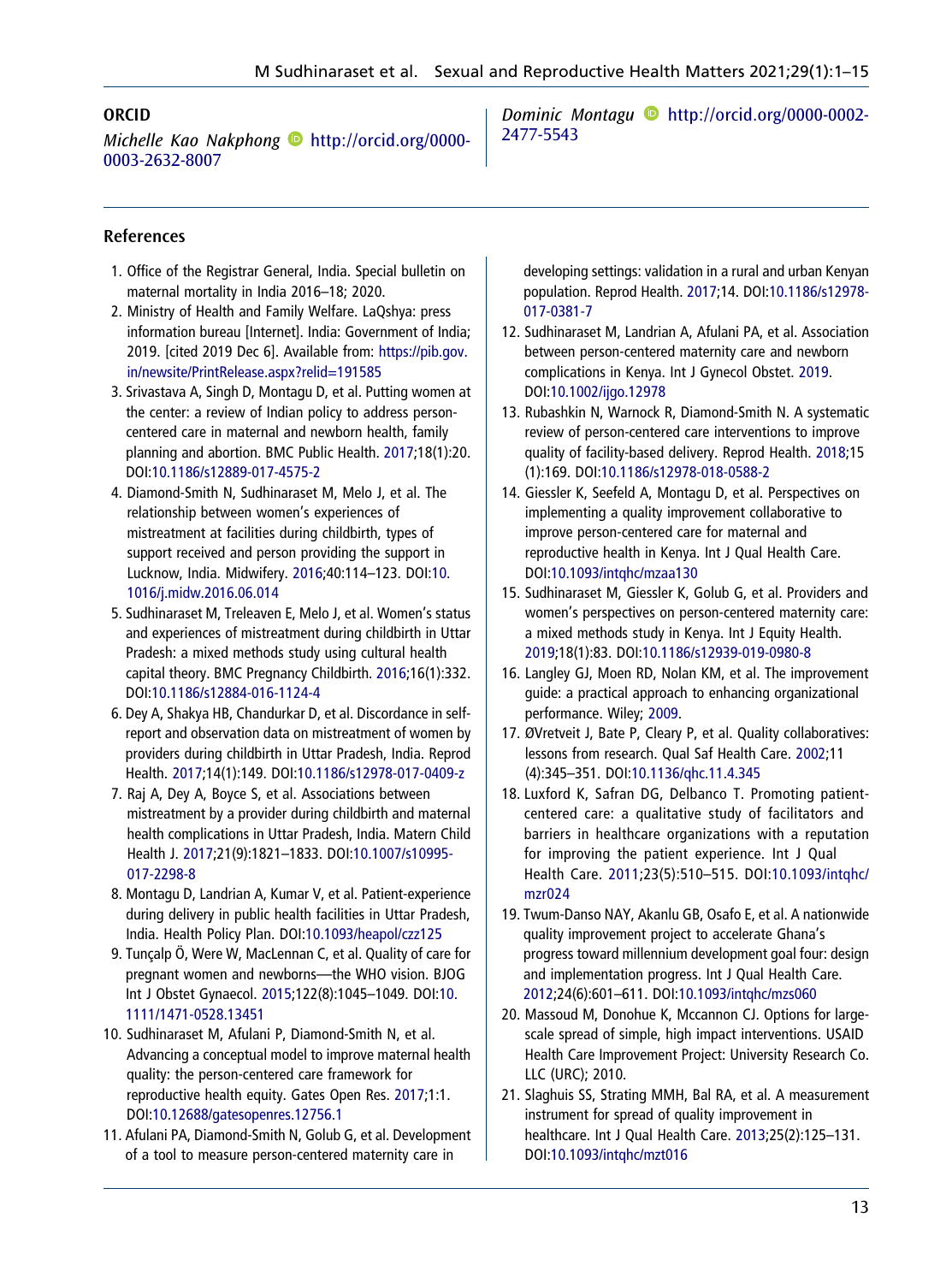## ORCID

*Michelle Kao Nakphong* http://orcid.org/0000-0003-2632-8007

*Dominic Montagu* http://orcid.org/0000-0002-2477-5543

## References

1. Office of the Registrar General, India. Special bulletin on maternal mortality in India 2016–18; 2020.
2. Ministry of Health and Family Welfare. LaQshya: press information bureau [Internet]. India: Government of India; 2019. [cited 2019 Dec 6]. Available from: https://pib.gov.in/newsite/PrintRelease.aspx?relid=191585
3. Srivastava A, Singh D, Montagu D, et al. Putting women at the center: a review of Indian policy to address person-centered care in maternal and newborn health, family planning and abortion. BMC Public Health. 2017;18(1):20. DOI:10.1186/s12889-017-4575-2
4. Diamond-Smith N, Sudhinaraset M, Melo J, et al. The relationship between women's experiences of mistreatment at facilities during childbirth, types of support received and person providing the support in Lucknow, India. Midwifery. 2016;40:114–123. DOI:10.1016/j.midw.2016.06.014
5. Sudhinaraset M, Treleaven E, Melo J, et al. Women's status and experiences of mistreatment during childbirth in Uttar Pradesh: a mixed methods study using cultural health capital theory. BMC Pregnancy Childbirth. 2016;16(1):332. DOI:10.1186/s12884-016-1124-4
6. Dey A, Shakya HB, Chandurkar D, et al. Discordance in self-report and observation data on mistreatment of women by providers during childbirth in Uttar Pradesh, India. Reprod Health. 2017;14(1):149. DOI:10.1186/s12978-017-0409-z
7. Raj A, Dey A, Boyce S, et al. Associations between mistreatment by a provider during childbirth and maternal health complications in Uttar Pradesh, India. Matern Child Health J. 2017;21(9):1821–1833. DOI:10.1007/s10995-017-2298-8
8. Montagu D, Landrian A, Kumar V, et al. Patient-experience during delivery in public health facilities in Uttar Pradesh, India. Health Policy Plan. DOI:10.1093/heapol/czz125
9. Tunçalp Ö, Were W, MacLennan C, et al. Quality of care for pregnant women and newborns—the WHO vision. BJOG Int J Obstet Gynaecol. 2015;122(8):1045–1049. DOI:10.1111/1471-0528.13451
10. Sudhinaraset M, Afulani P, Diamond-Smith N, et al. Advancing a conceptual model to improve maternal health quality: the person-centered care framework for reproductive health equity. Gates Open Res. 2017;1:1. DOI:10.12688/gatesopenres.12756.1
11. Afulani PA, Diamond-Smith N, Golub G, et al. Development of a tool to measure person-centered maternity care in developing settings: validation in a rural and urban Kenyan population. Reprod Health. 2017;14. DOI:10.1186/s12978-017-0381-7
12. Sudhinaraset M, Landrian A, Afulani PA, et al. Association between person-centered maternity care and newborn complications in Kenya. Int J Gynecol Obstet. 2019. DOI:10.1002/ijgo.12978
13. Rubashkin N, Warnock R, Diamond-Smith N. A systematic review of person-centered care interventions to improve quality of facility-based delivery. Reprod Health. 2018;15(1):169. DOI:10.1186/s12978-018-0588-2
14. Giessler K, Seefeld A, Montagu D, et al. Perspectives on implementing a quality improvement collaborative to improve person-centered care for maternal and reproductive health in Kenya. Int J Qual Health Care. DOI:10.1093/intqhc/mzaa130
15. Sudhinaraset M, Giessler K, Golub G, et al. Providers and women's perspectives on person-centered maternity care: a mixed methods study in Kenya. Int J Equity Health. 2019;18(1):83. DOI:10.1186/s12939-019-0980-8
16. Langley GJ, Moen RD, Nolan KM, et al. The improvement guide: a practical approach to enhancing organizational performance. Wiley; 2009.
17. ØVretveit J, Bate P, Cleary P, et al. Quality collaboratives: lessons from research. Qual Saf Health Care. 2002;11(4):345–351. DOI:10.1136/qhc.11.4.345
18. Luxford K, Safran DG, Delbanco T. Promoting patient-centered care: a qualitative study of facilitators and barriers in healthcare organizations with a reputation for improving the patient experience. Int J Qual Health Care. 2011;23(5):510–515. DOI:10.1093/intqhc/mzr024
19. Twum-Danso NAY, Akanlu GB, Osafo E, et al. A nationwide quality improvement project to accelerate Ghana's progress toward millennium development goal four: design and implementation progress. Int J Qual Health Care. 2012;24(6):601–611. DOI:10.1093/intqhc/mzs060
20. Massoud M, Donohue K, Mccannon CJ. Options for large-scale spread of simple, high impact interventions. USAID Health Care Improvement Project: University Research Co. LLC (URC); 2010.
21. Slaghuis SS, Strating MMH, Bal RA, et al. A measurement instrument for spread of quality improvement in healthcare. Int J Qual Health Care. 2013;25(2):125–131. DOI:10.1093/intqhc/mzt016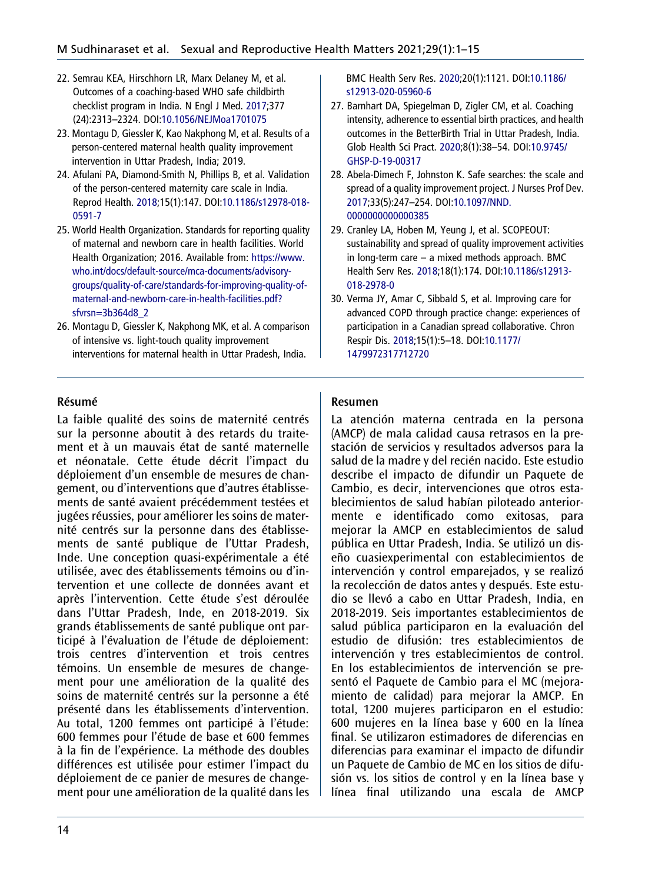22. Semrau KEA, Hirschhorn LR, Marx Delaney M, et al. Outcomes of a coaching-based WHO safe childbirth checklist program in India. N Engl J Med. 2017;377 (24):2313–2324. DOI:10.1056/NEJMoa1701075
23. Montagu D, Giessler K, Kao Nakphong M, et al. Results of a person-centered maternal health quality improvement intervention in Uttar Pradesh, India; 2019.
24. Afulani PA, Diamond-Smith N, Phillips B, et al. Validation of the person-centered maternity care scale in India. Reprod Health. 2018;15(1):147. DOI:10.1186/s12978-018-0591-7
25. World Health Organization. Standards for reporting quality of maternal and newborn care in health facilities. World Health Organization; 2016. Available from: https://www.who.int/docs/default-source/mca-documents/advisory-groups/quality-of-care/standards-for-improving-quality-of-maternal-and-newborn-care-in-health-facilities.pdf?sfvrsn=3b364d8_2
26. Montagu D, Giessler K, Nakphong MK, et al. A comparison of intensive vs. light-touch quality improvement interventions for maternal health in Uttar Pradesh, India. BMC Health Serv Res. 2020;20(1):1121. DOI:10.1186/s12913-020-05960-6
27. Barnhart DA, Spiegelman D, Zigler CM, et al. Coaching intensity, adherence to essential birth practices, and health outcomes in the BetterBirth Trial in Uttar Pradesh, India. Glob Health Sci Pract. 2020;8(1):38–54. DOI:10.9745/GHSP-D-19-00317
28. Abela-Dimech F, Johnston K. Safe searches: the scale and spread of a quality improvement project. J Nurses Prof Dev. 2017;33(5):247–254. DOI:10.1097/NND.0000000000000385
29. Cranley LA, Hoben M, Yeung J, et al. SCOPEOUT: sustainability and spread of quality improvement activities in long-term care – a mixed methods approach. BMC Health Serv Res. 2018;18(1):174. DOI:10.1186/s12913-018-2978-0
30. Verma JY, Amar C, Sibbald S, et al. Improving care for advanced COPD through practice change: experiences of participation in a Canadian spread collaborative. Chron Respir Dis. 2018;15(1):5–18. DOI:10.1177/1479972317712720

## Résumé

La faible qualité des soins de maternité centrés sur la personne aboutit à des retards du traitement et à un mauvais état de santé maternelle et néonatale. Cette étude décrit l'impact du déploiement d'un ensemble de mesures de changement, ou d'interventions que d'autres établissements de santé avaient précédemment testées et jugées réussies, pour améliorer les soins de maternité centrés sur la personne dans des établissements de santé publique de l'Uttar Pradesh, Inde. Une conception quasi-expérimentale a été utilisée, avec des établissements témoins ou d'intervention et une collecte de données avant et après l'intervention. Cette étude s'est déroulée dans l'Uttar Pradesh, Inde, en 2018-2019. Six grands établissements de santé publique ont participé à l'évaluation de l'étude de déploiement: trois centres d'intervention et trois centres témoins. Un ensemble de mesures de changement pour une amélioration de la qualité des soins de maternité centrés sur la personne a été présenté dans les établissements d'intervention. Au total, 1200 femmes ont participé à l'étude: 600 femmes pour l'étude de base et 600 femmes à la fin de l'expérience. La méthode des doubles différences est utilisée pour estimer l'impact du déploiement de ce panier de mesures de changement pour une amélioration de la qualité dans les

## Resumen

La atención materna centrada en la persona (AMCP) de mala calidad causa retrasos en la prestación de servicios y resultados adversos para la salud de la madre y del recién nacido. Este estudio describe el impacto de difundir un Paquete de Cambio, es decir, intervenciones que otros establecimientos de salud habían piloteado anteriormente e identificado como exitosas, para mejorar la AMCP en establecimientos de salud pública en Uttar Pradesh, India. Se utilizó un diseño cuasiexperimental con establecimientos de intervención y control emparejados, y se realizó la recolección de datos antes y después. Este estudio se llevó a cabo en Uttar Pradesh, India, en 2018-2019. Seis importantes establecimientos de salud pública participaron en la evaluación del estudio de difusión: tres establecimientos de intervención y tres establecimientos de control. En los establecimientos de intervención se presentó el Paquete de Cambio para el MC (mejoramiento de calidad) para mejorar la AMCP. En total, 1200 mujeres participaron en el estudio: 600 mujeres en la línea base y 600 en la línea final. Se utilizaron estimadores de diferencias en diferencias para examinar el impacto de difundir un Paquete de Cambio de MC en los sitios de difusión vs. los sitios de control y en la línea base y línea final utilizando una escala de AMCP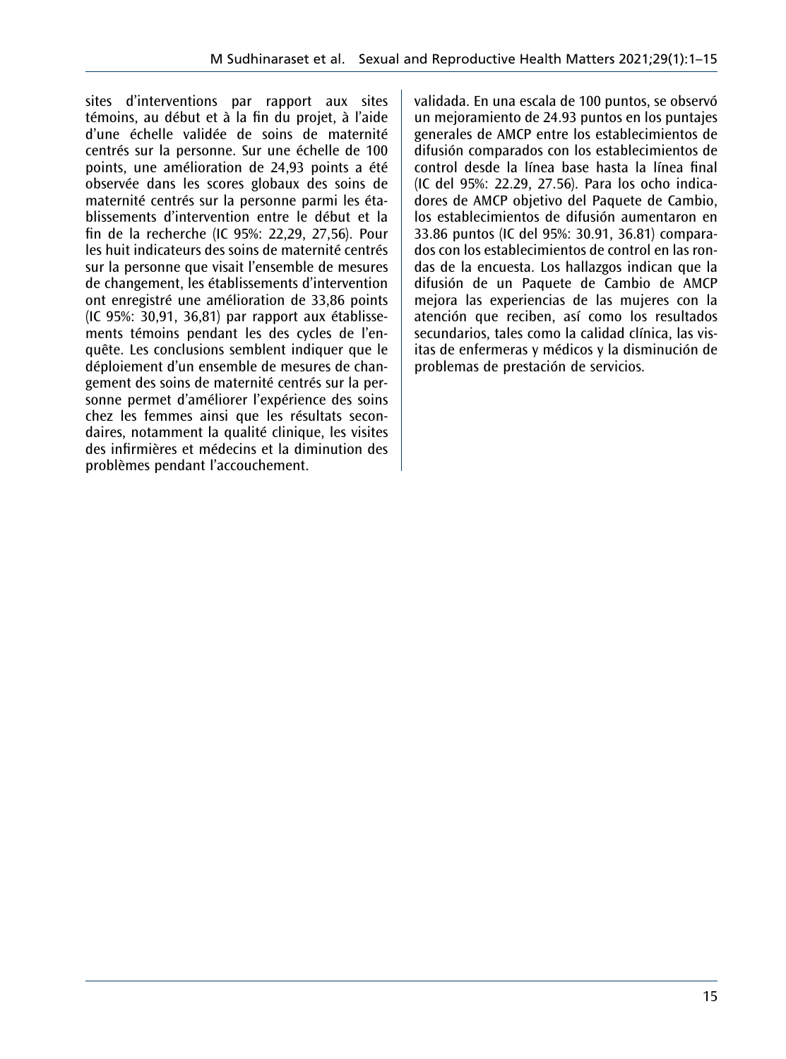sites d'interventions par rapport aux sites témoins, au début et à la fin du projet, à l'aide d'une échelle validée de soins de maternité centrés sur la personne. Sur une échelle de 100 points, une amélioration de 24,93 points a été observée dans les scores globaux des soins de maternité centrés sur la personne parmi les établissements d'intervention entre le début et la fin de la recherche (IC 95%: 22,29, 27,56). Pour les huit indicateurs des soins de maternité centrés sur la personne que visait l'ensemble de mesures de changement, les établissements d'intervention ont enregistré une amélioration de 33,86 points (IC 95%: 30,91, 36,81) par rapport aux établissements témoins pendant les des cycles de l'enquête. Les conclusions semblent indiquer que le déploiement d'un ensemble de mesures de changement des soins de maternité centrés sur la personne permet d'améliorer l'expérience des soins chez les femmes ainsi que les résultats secondaires, notamment la qualité clinique, les visites des infirmières et médecins et la diminution des problèmes pendant l'accouchement.

validada. En una escala de 100 puntos, se observó un mejoramiento de 24.93 puntos en los puntajes generales de AMCP entre los establecimientos de difusión comparados con los establecimientos de control desde la línea base hasta la línea final (IC del 95%: 22.29, 27.56). Para los ocho indicadores de AMCP objetivo del Paquete de Cambio, los establecimientos de difusión aumentaron en 33.86 puntos (IC del 95%: 30.91, 36.81) comparados con los establecimientos de control en las rondas de la encuesta. Los hallazgos indican que la difusión de un Paquete de Cambio de AMCP mejora las experiencias de las mujeres con la atención que reciben, así como los resultados secundarios, tales como la calidad clínica, las visitas de enfermeras y médicos y la disminución de problemas de prestación de servicios.